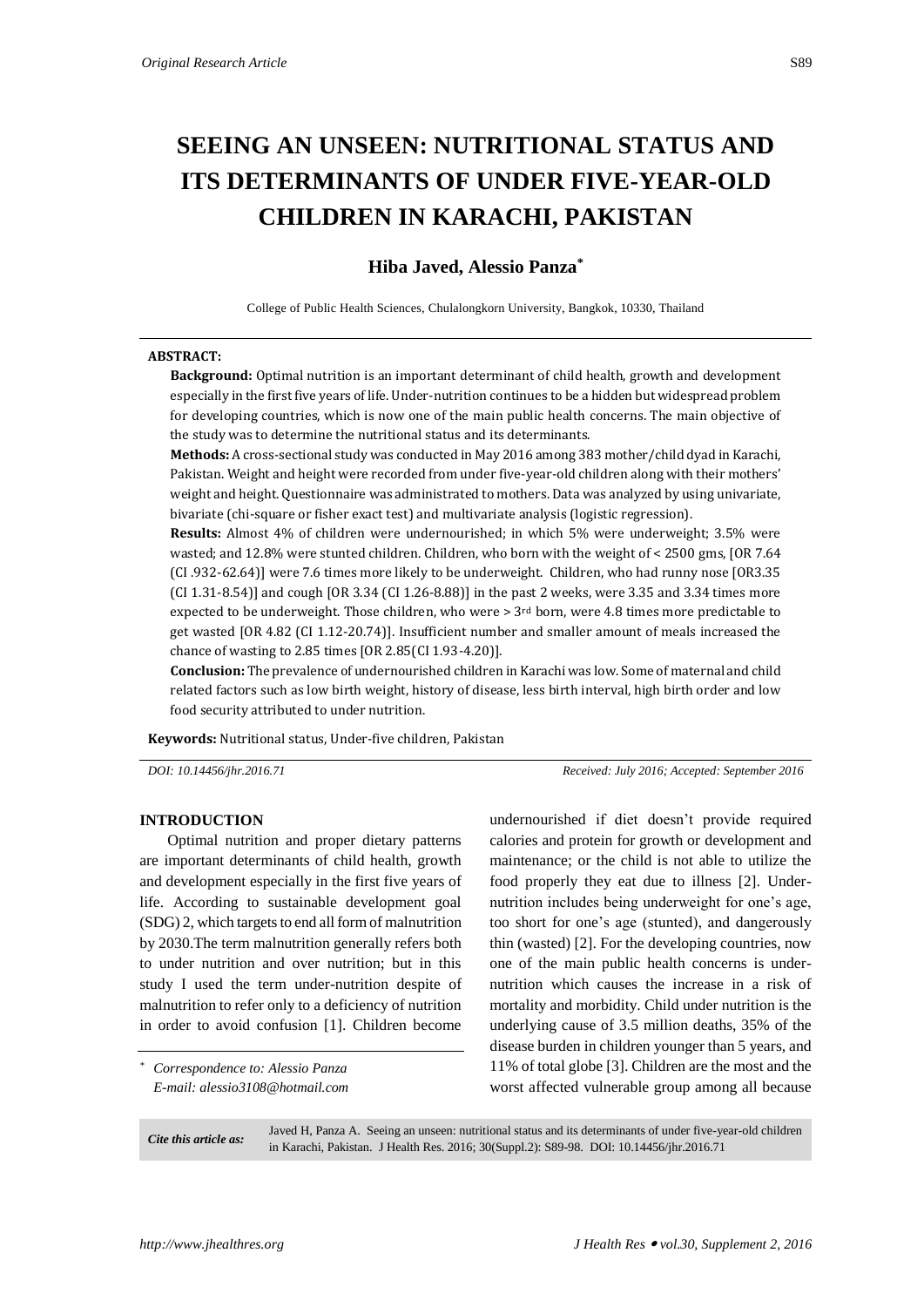*Original Research Article*

# SEEING AN UNSEEN: NUTRITIONAL STATUS AND ITS DETERMINANTS OF UNDER FIVE-YEAR-OLD CHILDREN IN KARACHI, PAKISTAN

**Hiba Javed, Alessio Panza***

College of Public Health Sciences, Chulalongkorn University, Bangkok, 10330, Thailand

**ABSTRACT:**

**Background:** Optimal nutrition is an important determinant of child health, growth and development especially in the first five years of life. Under-nutrition continues to be a hidden but widespread problem for developing countries, which is now one of the main public health concerns. The main objective of the study was to determine the nutritional status and its determinants.

**Methods:** A cross-sectional study was conducted in May 2016 among 383 mother/child dyad in Karachi, Pakistan. Weight and height were recorded from under five-year-old children along with their mothers' weight and height. Questionnaire was administrated to mothers. Data was analyzed by using univariate, bivariate (chi-square or fisher exact test) and multivariate analysis (logistic regression).

**Results:** Almost 4% of children were undernourished; in which 5% were underweight; 3.5% were wasted; and 12.8% were stunted children. Children, who born with the weight of < 2500 gms, [OR 7.64 (CI .932-62.64)] were 7.6 times more likely to be underweight. Children, who had runny nose [OR3.35 (CI 1.31-8.54)] and cough [OR 3.34 (CI 1.26-8.88)] in the past 2 weeks, were 3.35 and 3.34 times more expected to be underweight. Those children, who were > 3rd born, were 4.8 times more predictable to get wasted [OR 4.82 (CI 1.12-20.74)]. Insufficient number and smaller amount of meals increased the chance of wasting to 2.85 times [OR 2.85(CI 1.93-4.20)].

**Conclusion:** The prevalence of undernourished children in Karachi was low. Some of maternal and child related factors such as low birth weight, history of disease, less birth interval, high birth order and low food security attributed to under nutrition.

**Keywords:** Nutritional status, Under-five children, Pakistan

*DOI: 10.14456/jhr.2016.71* *Received: July 2016; Accepted: September 2016*

## INTRODUCTION

Optimal nutrition and proper dietary patterns are important determinants of child health, growth and development especially in the first five years of life. According to sustainable development goal (SDG) 2, which targets to end all form of malnutrition by 2030.The term malnutrition generally refers both to under nutrition and over nutrition; but in this study I used the term under-nutrition despite of malnutrition to refer only to a deficiency of nutrition in order to avoid confusion [1]. Children become undernourished if diet doesn't provide required calories and protein for growth or development and maintenance; or the child is not able to utilize the food properly they eat due to illness [2]. Under-nutrition includes being underweight for one's age, too short for one's age (stunted), and dangerously thin (wasted) [2]. For the developing countries, now one of the main public health concerns is under-nutrition which causes the increase in a risk of mortality and morbidity. Child under nutrition is the underlying cause of 3.5 million deaths, 35% of the disease burden in children younger than 5 years, and 11% of total globe [3]. Children are the most and the worst affected vulnerable group among all because

* *Correspondence to: Alessio Panza*
*E-mail: alessio3108@hotmail.com*

*Cite this article as:* Javed H, Panza A. Seeing an unseen: nutritional status and its determinants of under five-year-old children in Karachi, Pakistan. J Health Res. 2016; 30(Suppl.2): S89-98. DOI: 10.14456/jhr.2016.71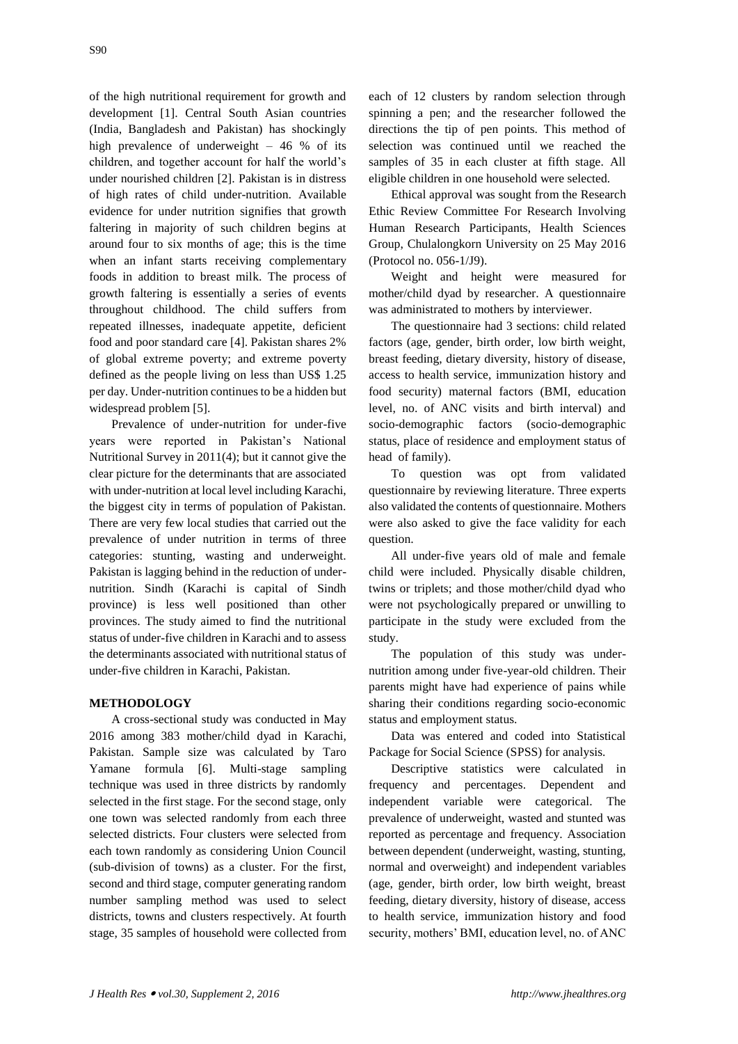of the high nutritional requirement for growth and development [1]. Central South Asian countries (India, Bangladesh and Pakistan) has shockingly high prevalence of underweight – 46 % of its children, and together account for half the world's under nourished children [2]. Pakistan is in distress of high rates of child under-nutrition. Available evidence for under nutrition signifies that growth faltering in majority of such children begins at around four to six months of age; this is the time when an infant starts receiving complementary foods in addition to breast milk. The process of growth faltering is essentially a series of events throughout childhood. The child suffers from repeated illnesses, inadequate appetite, deficient food and poor standard care [4]. Pakistan shares 2% of global extreme poverty; and extreme poverty defined as the people living on less than US$ 1.25 per day. Under-nutrition continues to be a hidden but widespread problem [5].

Prevalence of under-nutrition for under-five years were reported in Pakistan's National Nutritional Survey in 2011(4); but it cannot give the clear picture for the determinants that are associated with under-nutrition at local level including Karachi, the biggest city in terms of population of Pakistan. There are very few local studies that carried out the prevalence of under nutrition in terms of three categories: stunting, wasting and underweight. Pakistan is lagging behind in the reduction of under-nutrition. Sindh (Karachi is capital of Sindh province) is less well positioned than other provinces. The study aimed to find the nutritional status of under-five children in Karachi and to assess the determinants associated with nutritional status of under-five children in Karachi, Pakistan.

## METHODOLOGY

A cross-sectional study was conducted in May 2016 among 383 mother/child dyad in Karachi, Pakistan. Sample size was calculated by Taro Yamane formula [6]. Multi-stage sampling technique was used in three districts by randomly selected in the first stage. For the second stage, only one town was selected randomly from each three selected districts. Four clusters were selected from each town randomly as considering Union Council (sub-division of towns) as a cluster. For the first, second and third stage, computer generating random number sampling method was used to select districts, towns and clusters respectively. At fourth stage, 35 samples of household were collected from each of 12 clusters by random selection through spinning a pen; and the researcher followed the directions the tip of pen points. This method of selection was continued until we reached the samples of 35 in each cluster at fifth stage. All eligible children in one household were selected.

Ethical approval was sought from the Research Ethic Review Committee For Research Involving Human Research Participants, Health Sciences Group, Chulalongkorn University on 25 May 2016 (Protocol no. 056-1/J9).

Weight and height were measured for mother/child dyad by researcher. A questionnaire was administrated to mothers by interviewer.

The questionnaire had 3 sections: child related factors (age, gender, birth order, low birth weight, breast feeding, dietary diversity, history of disease, access to health service, immunization history and food security) maternal factors (BMI, education level, no. of ANC visits and birth interval) and socio-demographic factors (socio-demographic status, place of residence and employment status of head of family).

To question was opt from validated questionnaire by reviewing literature. Three experts also validated the contents of questionnaire. Mothers were also asked to give the face validity for each question.

All under-five years old of male and female child were included. Physically disable children, twins or triplets; and those mother/child dyad who were not psychologically prepared or unwilling to participate in the study were excluded from the study.

The population of this study was under-nutrition among under five-year-old children. Their parents might have had experience of pains while sharing their conditions regarding socio-economic status and employment status.

Data was entered and coded into Statistical Package for Social Science (SPSS) for analysis.

Descriptive statistics were calculated in frequency and percentages. Dependent and independent variable were categorical. The prevalence of underweight, wasted and stunted was reported as percentage and frequency. Association between dependent (underweight, wasting, stunting, normal and overweight) and independent variables (age, gender, birth order, low birth weight, breast feeding, dietary diversity, history of disease, access to health service, immunization history and food security, mothers' BMI, education level, no. of ANC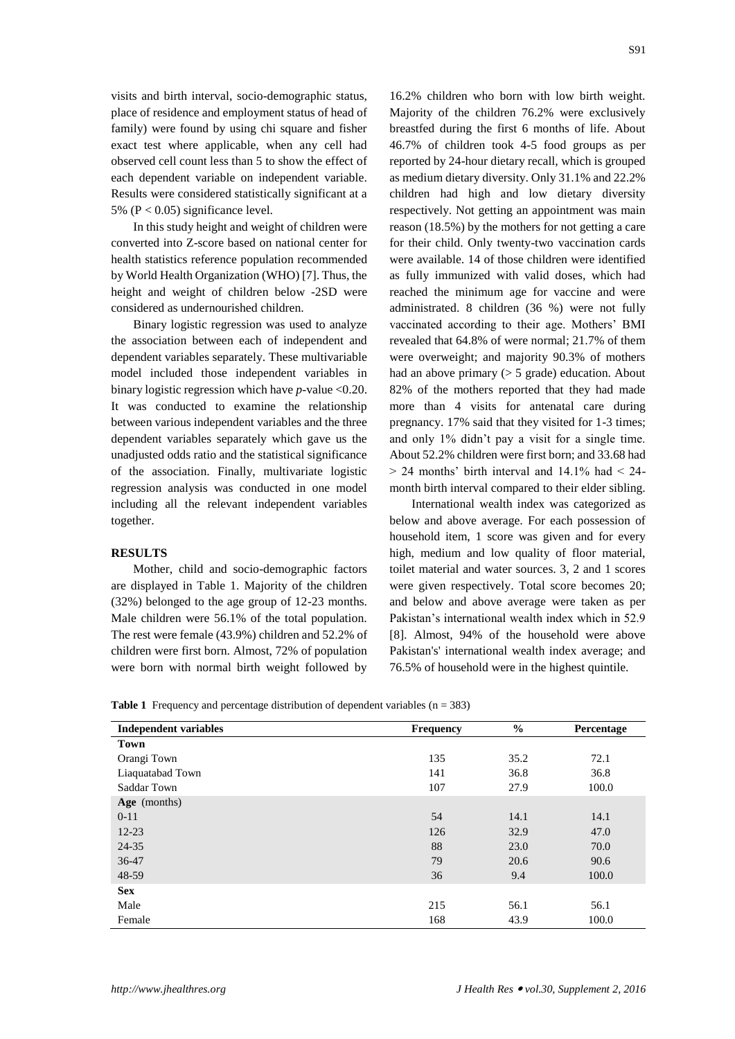visits and birth interval, socio-demographic status, place of residence and employment status of head of family) were found by using chi square and fisher exact test where applicable, when any cell had observed cell count less than 5 to show the effect of each dependent variable on independent variable. Results were considered statistically significant at a 5% ($P < 0.05$) significance level.

In this study height and weight of children were converted into Z-score based on national center for health statistics reference population recommended by World Health Organization (WHO) [7]. Thus, the height and weight of children below -2SD were considered as undernourished children.

Binary logistic regression was used to analyze the association between each of independent and dependent variables separately. These multivariable model included those independent variables in binary logistic regression which have *p*-value <0.20. It was conducted to examine the relationship between various independent variables and the three dependent variables separately which gave us the unadjusted odds ratio and the statistical significance of the association. Finally, multivariate logistic regression analysis was conducted in one model including all the relevant independent variables together.

## RESULTS

Mother, child and socio-demographic factors are displayed in Table 1. Majority of the children (32%) belonged to the age group of 12-23 months. Male children were 56.1% of the total population. The rest were female (43.9%) children and 52.2% of children were first born. Almost, 72% of population were born with normal birth weight followed by 16.2% children who born with low birth weight. Majority of the children 76.2% were exclusively breastfed during the first 6 months of life. About 46.7% of children took 4-5 food groups as per reported by 24-hour dietary recall, which is grouped as medium dietary diversity. Only 31.1% and 22.2% children had high and low dietary diversity respectively. Not getting an appointment was main reason (18.5%) by the mothers for not getting a care for their child. Only twenty-two vaccination cards were available. 14 of those children were identified as fully immunized with valid doses, which had reached the minimum age for vaccine and were administrated. 8 children (36 %) were not fully vaccinated according to their age. Mothers' BMI revealed that 64.8% of were normal; 21.7% of them were overweight; and majority 90.3% of mothers had an above primary (> 5 grade) education. About 82% of the mothers reported that they had made more than 4 visits for antenatal care during pregnancy. 17% said that they visited for 1-3 times; and only 1% didn't pay a visit for a single time. About 52.2% children were first born; and 33.68 had > 24 months' birth interval and 14.1% had < 24-month birth interval compared to their elder sibling.

International wealth index was categorized as below and above average. For each possession of household item, 1 score was given and for every high, medium and low quality of floor material, toilet material and water sources. 3, 2 and 1 scores were given respectively. Total score becomes 20; and below and above average were taken as per Pakistan's international wealth index which in 52.9 [8]. Almost, 94% of the household were above Pakistan's' international wealth index average; and 76.5% of household were in the highest quintile.

**Table 1** Frequency and percentage distribution of dependent variables (n = 383)

| Independent variables | Frequency | % | Percentage |
|---|---|---|---|
| **Town** | | | |
| Orangi Town | 135 | 35.2 | 72.1 |
| Liaquatabad Town | 141 | 36.8 | 36.8 |
| Saddar Town | 107 | 27.9 | 100.0 |
| **Age** (months) | | | |
| 0-11 | 54 | 14.1 | 14.1 |
| 12-23 | 126 | 32.9 | 47.0 |
| 24-35 | 88 | 23.0 | 70.0 |
| 36-47 | 79 | 20.6 | 90.6 |
| 48-59 | 36 | 9.4 | 100.0 |
| **Sex** | | | |
| Male | 215 | 56.1 | 56.1 |
| Female | 168 | 43.9 | 100.0 |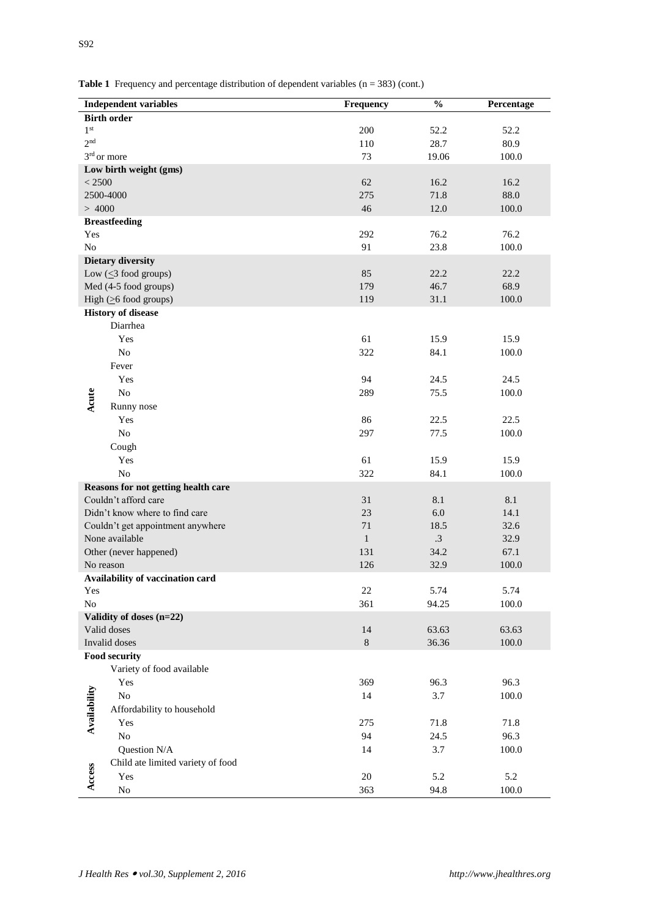**Table 1** Frequency and percentage distribution of dependent variables (n = 383) (cont.)

| Independent variables | | Frequency | % | Percentage |
|---|---|---|---|---|
| **Birth order** | | | | |
| $1^{st}$ | | 200 | 52.2 | 52.2 |
| $2^{nd}$ | | 110 | 28.7 | 80.9 |
| $3^{rd}$ or more | | 73 | 19.06 | 100.0 |
| **Low birth weight (gms)** | | | | |
| < 2500 | | 62 | 16.2 | 16.2 |
| 2500-4000 | | 275 | 71.8 | 88.0 |
| > 4000 | | 46 | 12.0 | 100.0 |
| **Breastfeeding** | | | | |
| Yes | | 292 | 76.2 | 76.2 |
| No | | 91 | 23.8 | 100.0 |
| **Dietary diversity** | | | | |
| Low (≤3 food groups) | | 85 | 22.2 | 22.2 |
| Med (4-5 food groups) | | 179 | 46.7 | 68.9 |
| High (≥6 food groups) | | 119 | 31.1 | 100.0 |
| **History of disease** | | | | |
| Acute | Diarrhea | | | |
| | Yes | 61 | 15.9 | 15.9 |
| | No | 322 | 84.1 | 100.0 |
| | Fever | | | |
| | Yes | 94 | 24.5 | 24.5 |
| | No | 289 | 75.5 | 100.0 |
| | Runny nose | | | |
| | Yes | 86 | 22.5 | 22.5 |
| | No | 297 | 77.5 | 100.0 |
| | Cough | | | |
| | Yes | 61 | 15.9 | 15.9 |
| | No | 322 | 84.1 | 100.0 |
| **Reasons for not getting health care** | | | | |
| Couldn't afford care | | 31 | 8.1 | 8.1 |
| Didn't know where to find care | | 23 | 6.0 | 14.1 |
| Couldn't get appointment anywhere | | 71 | 18.5 | 32.6 |
| None available | | 1 | .3 | 32.9 |
| Other (never happened) | | 131 | 34.2 | 67.1 |
| No reason | | 126 | 32.9 | 100.0 |
| **Availability of vaccination card** | | | | |
| Yes | | 22 | 5.74 | 5.74 |
| No | | 361 | 94.25 | 100.0 |
| **Validity of doses (n=22)** | | | | |
| Valid doses | | 14 | 63.63 | 63.63 |
| Invalid doses | | 8 | 36.36 | 100.0 |
| **Food security** | | | | |
| Availability | Variety of food available | | | |
| | Yes | 369 | 96.3 | 96.3 |
| | No | 14 | 3.7 | 100.0 |
| | Affordability to household | | | |
| | Yes | 275 | 71.8 | 71.8 |
| | No | 94 | 24.5 | 96.3 |
| | Question N/A | 14 | 3.7 | 100.0 |
| Access | Child ate limited variety of food | | | |
| | Yes | 20 | 5.2 | 5.2 |
| | No | 363 | 94.8 | 100.0 |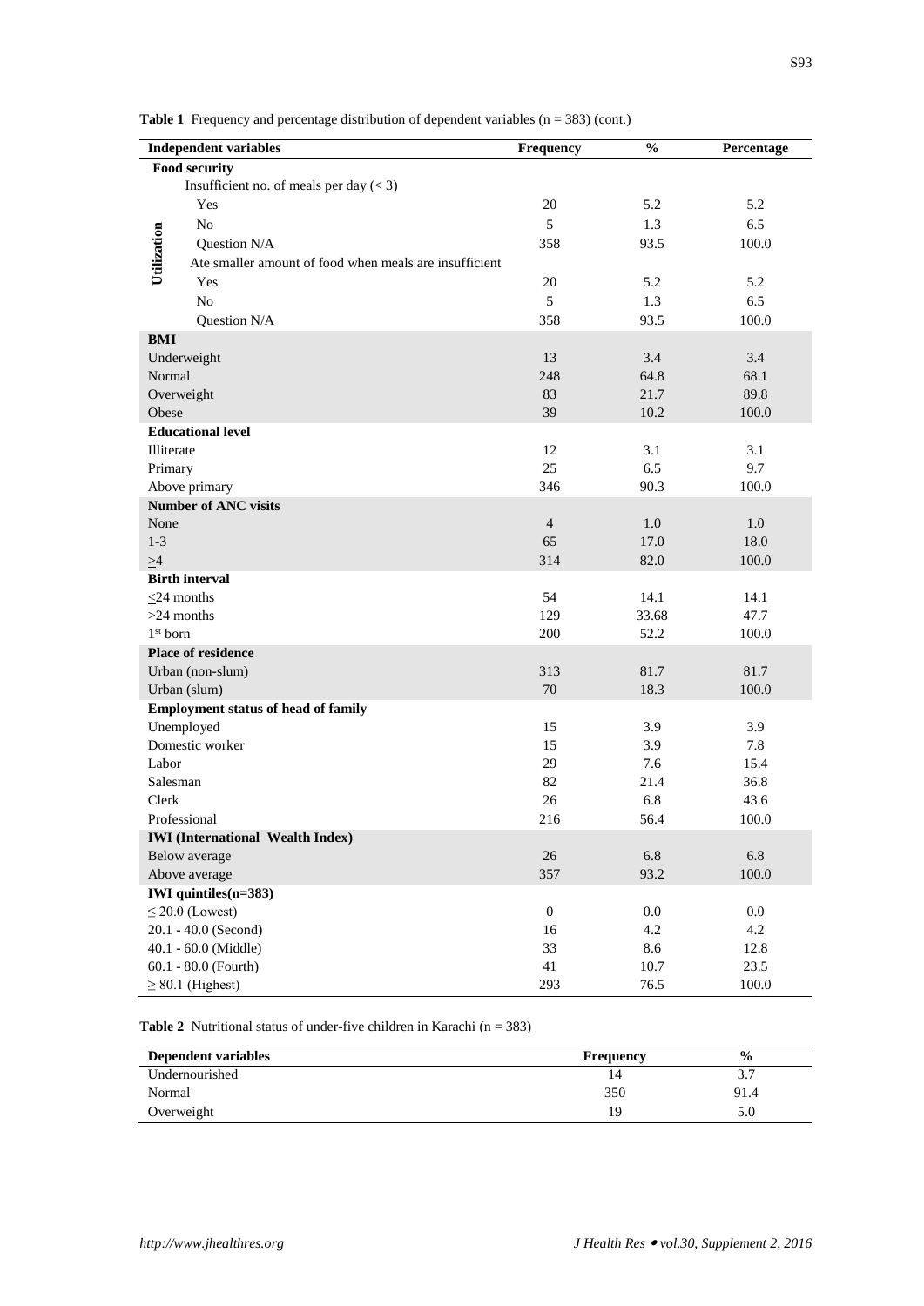**Table 1** Frequency and percentage distribution of dependent variables (n = 383) (cont.)

| Independent variables | Frequency | % | Percentage |
|---|---|---|---|
| **Food security** | | | |
| **Utilization** | | | |
| Insufficient no. of meals per day (< 3) | | | |
| Yes | 20 | 5.2 | 5.2 |
| No | 5 | 1.3 | 6.5 |
| Question N/A | 358 | 93.5 | 100.0 |
| Ate smaller amount of food when meals are insufficient | | | |
| Yes | 20 | 5.2 | 5.2 |
| No | 5 | 1.3 | 6.5 |
| Question N/A | 358 | 93.5 | 100.0 |
| **BMI** | | | |
| Underweight | 13 | 3.4 | 3.4 |
| Normal | 248 | 64.8 | 68.1 |
| Overweight | 83 | 21.7 | 89.8 |
| Obese | 39 | 10.2 | 100.0 |
| **Educational level** | | | |
| Illiterate | 12 | 3.1 | 3.1 |
| Primary | 25 | 6.5 | 9.7 |
| Above primary | 346 | 90.3 | 100.0 |
| **Number of ANC visits** | | | |
| None | 4 | 1.0 | 1.0 |
| 1-3 | 65 | 17.0 | 18.0 |
| ≥4 | 314 | 82.0 | 100.0 |
| **Birth interval** | | | |
| ≤24 months | 54 | 14.1 | 14.1 |
| >24 months | 129 | 33.68 | 47.7 |
| 1st born | 200 | 52.2 | 100.0 |
| **Place of residence** | | | |
| Urban (non-slum) | 313 | 81.7 | 81.7 |
| Urban (slum) | 70 | 18.3 | 100.0 |
| **Employment status of head of family** | | | |
| Unemployed | 15 | 3.9 | 3.9 |
| Domestic worker | 15 | 3.9 | 7.8 |
| Labor | 29 | 7.6 | 15.4 |
| Salesman | 82 | 21.4 | 36.8 |
| Clerk | 26 | 6.8 | 43.6 |
| Professional | 216 | 56.4 | 100.0 |
| **IWI (International Wealth Index)** | | | |
| Below average | 26 | 6.8 | 6.8 |
| Above average | 357 | 93.2 | 100.0 |
| **IWI quintiles(n=383)** | | | |
| ≤ 20.0 (Lowest) | 0 | 0.0 | 0.0 |
| 20.1 - 40.0 (Second) | 16 | 4.2 | 4.2 |
| 40.1 - 60.0 (Middle) | 33 | 8.6 | 12.8 |
| 60.1 - 80.0 (Fourth) | 41 | 10.7 | 23.5 |
| ≥ 80.1 (Highest) | 293 | 76.5 | 100.0 |

**Table 2** Nutritional status of under-five children in Karachi (n = 383)

| Dependent variables | Frequency | % |
|---|---|---|
| Undernourished | 14 | 3.7 |
| Normal | 350 | 91.4 |
| Overweight | 19 | 5.0 |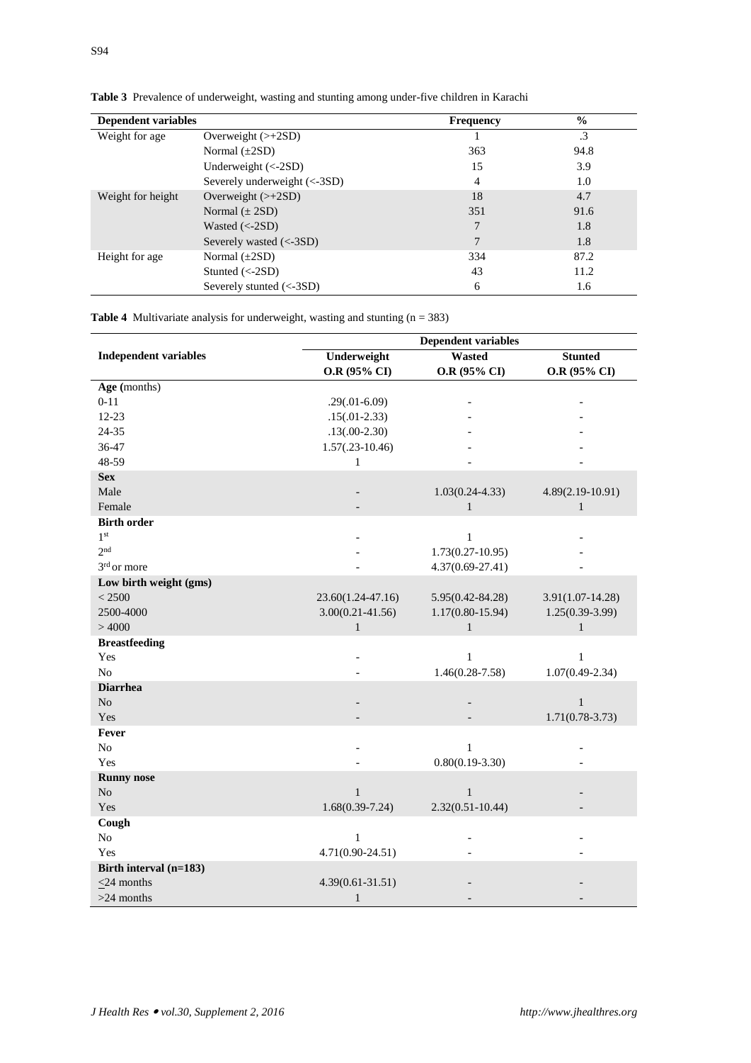**Table 3** Prevalence of underweight, wasting and stunting among under-five children in Karachi

| Dependent variables | | Frequency | % |
|---|---|---|---|
| Weight for age | Overweight (>+2SD) | 1 | .3 |
| | Normal (±2SD) | 363 | 94.8 |
| | Underweight (<-2SD) | 15 | 3.9 |
| | Severely underweight (<-3SD) | 4 | 1.0 |
| Weight for height | Overweight (>+2SD) | 18 | 4.7 |
| | Normal (± 2SD) | 351 | 91.6 |
| | Wasted (<-2SD) | 7 | 1.8 |
| | Severely wasted (<-3SD) | 7 | 1.8 |
| Height for age | Normal (±2SD) | 334 | 87.2 |
| | Stunted (<-2SD) | 43 | 11.2 |
| | Severely stunted (<-3SD) | 6 | 1.6 |

**Table 4** Multivariate analysis for underweight, wasting and stunting (n = 383)

| Independent variables | Dependent variables | | |
|---|---|---|---|
| | Underweight O.R (95% CI) | Wasted O.R (95% CI) | Stunted O.R (95% CI) |
| **Age** (months) | | | |
| 0-11 | .29(.01-6.09) | - | - |
| 12-23 | .15(.01-2.33) | - | - |
| 24-35 | .13(.00-2.30) | - | - |
| 36-47 | 1.57(.23-10.46) | - | - |
| 48-59 | 1 | - | - |
| **Sex** | | | |
| Male | - | 1.03(0.24-4.33) | 4.89(2.19-10.91) |
| Female | - | 1 | 1 |
| **Birth order** | | | |
| 1st | - | 1 | - |
| 2nd | - | 1.73(0.27-10.95) | - |
| 3rd or more | - | 4.37(0.69-27.41) | - |
| **Low birth weight (gms)** | | | |
| < 2500 | 23.60(1.24-47.16) | 5.95(0.42-84.28) | 3.91(1.07-14.28) |
| 2500-4000 | 3.00(0.21-41.56) | 1.17(0.80-15.94) | 1.25(0.39-3.99) |
| > 4000 | 1 | 1 | 1 |
| **Breastfeeding** | | | |
| Yes | - | 1 | 1 |
| No | - | 1.46(0.28-7.58) | 1.07(0.49-2.34) |
| **Diarrhea** | | | |
| No | - | - | 1 |
| Yes | - | - | 1.71(0.78-3.73) |
| **Fever** | | | |
| No | - | 1 | - |
| Yes | - | 0.80(0.19-3.30) | - |
| **Runny nose** | | | |
| No | 1 | 1 | - |
| Yes | 1.68(0.39-7.24) | 2.32(0.51-10.44) | - |
| **Cough** | | | |
| No | 1 | - | - |
| Yes | 4.71(0.90-24.51) | - | - |
| **Birth interval (n=183)** | | | |
| ≤24 months | 4.39(0.61-31.51) | - | - |
| >24 months | 1 | - | - |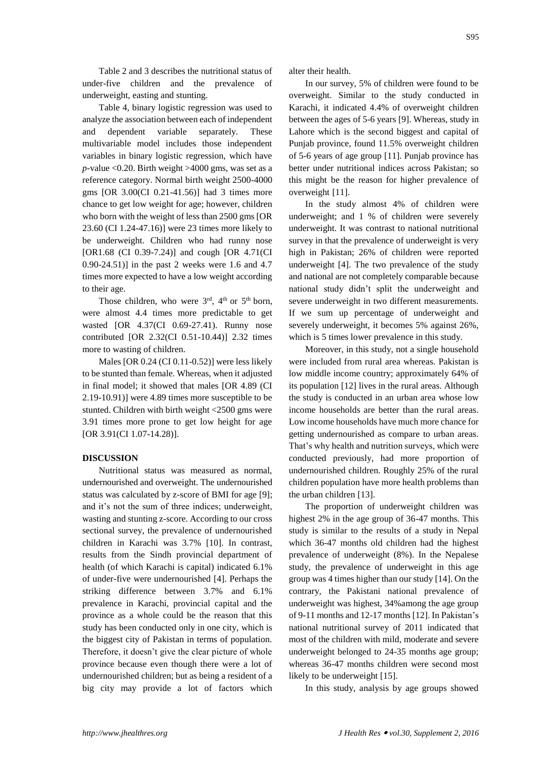Table 2 and 3 describes the nutritional status of under-five children and the prevalence of underweight, easting and stunting.

Table 4, binary logistic regression was used to analyze the association between each of independent and dependent variable separately. These multivariable model includes those independent variables in binary logistic regression, which have $p$-value <0.20. Birth weight >4000 gms, was set as a reference category. Normal birth weight 2500-4000 gms [OR 3.00(CI 0.21-41.56)] had 3 times more chance to get low weight for age; however, children who born with the weight of less than 2500 gms [OR 23.60 (CI 1.24-47.16)] were 23 times more likely to be underweight. Children who had runny nose [OR1.68 (CI 0.39-7.24)] and cough [OR 4.71(CI 0.90-24.51)] in the past 2 weeks were 1.6 and 4.7 times more expected to have a low weight according to their age.

Those children, who were 3rd, 4th or 5th born, were almost 4.4 times more predictable to get wasted [OR 4.37(CI 0.69-27.41). Runny nose contributed [OR 2.32(CI 0.51-10.44)] 2.32 times more to wasting of children.

Males [OR 0.24 (CI 0.11-0.52)] were less likely to be stunted than female. Whereas, when it adjusted in final model; it showed that males [OR 4.89 (CI 2.19-10.91)] were 4.89 times more susceptible to be stunted. Children with birth weight <2500 gms were 3.91 times more prone to get low height for age [OR 3.91(CI 1.07-14.28)].

## DISCUSSION

Nutritional status was measured as normal, undernourished and overweight. The undernourished status was calculated by z-score of BMI for age [9]; and it's not the sum of three indices; underweight, wasting and stunting z-score. According to our cross sectional survey, the prevalence of undernourished children in Karachi was 3.7% [10]. In contrast, results from the Sindh provincial department of health (of which Karachi is capital) indicated 6.1% of under-five were undernourished [4]. Perhaps the striking difference between 3.7% and 6.1% prevalence in Karachi, provincial capital and the province as a whole could be the reason that this study has been conducted only in one city, which is the biggest city of Pakistan in terms of population. Therefore, it doesn't give the clear picture of whole province because even though there were a lot of undernourished children; but as being a resident of a big city may provide a lot of factors which alter their health.

In our survey, 5% of children were found to be overweight. Similar to the study conducted in Karachi, it indicated 4.4% of overweight children between the ages of 5-6 years [9]. Whereas, study in Lahore which is the second biggest and capital of Punjab province, found 11.5% overweight children of 5-6 years of age group [11]. Punjab province has better under nutritional indices across Pakistan; so this might be the reason for higher prevalence of overweight [11].

In the study almost 4% of children were underweight; and 1 % of children were severely underweight. It was contrast to national nutritional survey in that the prevalence of underweight is very high in Pakistan; 26% of children were reported underweight [4]. The two prevalence of the study and national are not completely comparable because national study didn't split the underweight and severe underweight in two different measurements. If we sum up percentage of underweight and severely underweight, it becomes 5% against 26%, which is 5 times lower prevalence in this study.

Moreover, in this study, not a single household were included from rural area whereas. Pakistan is low middle income country; approximately 64% of its population [12] lives in the rural areas. Although the study is conducted in an urban area whose low income households are better than the rural areas. Low income households have much more chance for getting undernourished as compare to urban areas. That's why health and nutrition surveys, which were conducted previously, had more proportion of undernourished children. Roughly 25% of the rural children population have more health problems than the urban children [13].

The proportion of underweight children was highest 2% in the age group of 36-47 months. This study is similar to the results of a study in Nepal which 36-47 months old children had the highest prevalence of underweight (8%). In the Nepalese study, the prevalence of underweight in this age group was 4 times higher than our study [14]. On the contrary, the Pakistani national prevalence of underweight was highest, 34%among the age group of 9-11 months and 12-17 months [12]. In Pakistan's national nutritional survey of 2011 indicated that most of the children with mild, moderate and severe underweight belonged to 24-35 months age group; whereas 36-47 months children were second most likely to be underweight [15].

In this study, analysis by age groups showed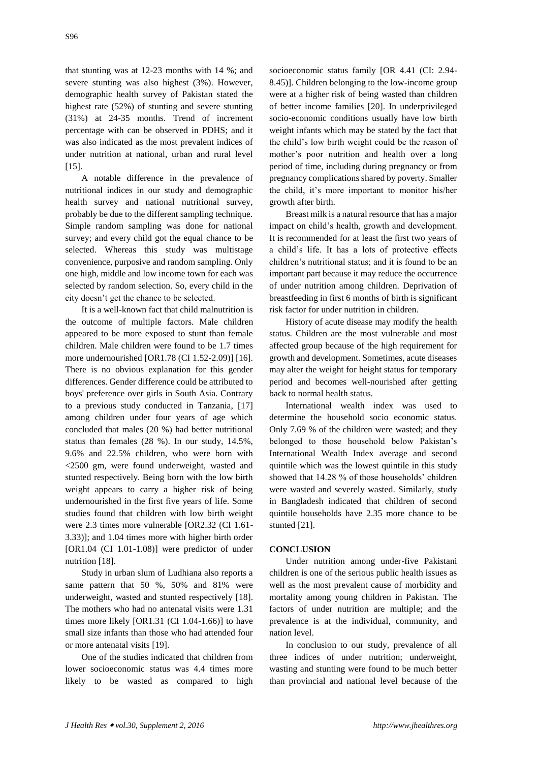that stunting was at 12-23 months with 14 %; and severe stunting was also highest (3%). However, demographic health survey of Pakistan stated the highest rate (52%) of stunting and severe stunting (31%) at 24-35 months. Trend of increment percentage with can be observed in PDHS; and it was also indicated as the most prevalent indices of under nutrition at national, urban and rural level [15].

A notable difference in the prevalence of nutritional indices in our study and demographic health survey and national nutritional survey, probably be due to the different sampling technique. Simple random sampling was done for national survey; and every child got the equal chance to be selected. Whereas this study was multistage convenience, purposive and random sampling. Only one high, middle and low income town for each was selected by random selection. So, every child in the city doesn't get the chance to be selected.

It is a well-known fact that child malnutrition is the outcome of multiple factors. Male children appeared to be more exposed to stunt than female children. Male children were found to be 1.7 times more undernourished [OR1.78 (CI 1.52-2.09)] [16]. There is no obvious explanation for this gender differences. Gender difference could be attributed to boys' preference over girls in South Asia. Contrary to a previous study conducted in Tanzania, [17] among children under four years of age which concluded that males (20 %) had better nutritional status than females (28 %). In our study, 14.5%, 9.6% and 22.5% children, who were born with <2500 gm, were found underweight, wasted and stunted respectively. Being born with the low birth weight appears to carry a higher risk of being undernourished in the first five years of life. Some studies found that children with low birth weight were 2.3 times more vulnerable [OR2.32 (CI 1.61-3.33)]; and 1.04 times more with higher birth order [OR1.04 (CI 1.01-1.08)] were predictor of under nutrition [18].

Study in urban slum of Ludhiana also reports a same pattern that 50 %, 50% and 81% were underweight, wasted and stunted respectively [18]. The mothers who had no antenatal visits were 1.31 times more likely [OR1.31 (CI 1.04-1.66)] to have small size infants than those who had attended four or more antenatal visits [19].

One of the studies indicated that children from lower socioeconomic status was 4.4 times more likely to be wasted as compared to high socioeconomic status family [OR 4.41 (CI: 2.94-8.45)]. Children belonging to the low-income group were at a higher risk of being wasted than children of better income families [20]. In underprivileged socio-economic conditions usually have low birth weight infants which may be stated by the fact that the child's low birth weight could be the reason of mother's poor nutrition and health over a long period of time, including during pregnancy or from pregnancy complications shared by poverty. Smaller the child, it's more important to monitor his/her growth after birth.

Breast milk is a natural resource that has a major impact on child's health, growth and development. It is recommended for at least the first two years of a child's life. It has a lots of protective effects children's nutritional status; and it is found to be an important part because it may reduce the occurrence of under nutrition among children. Deprivation of breastfeeding in first 6 months of birth is significant risk factor for under nutrition in children.

History of acute disease may modify the health status. Children are the most vulnerable and most affected group because of the high requirement for growth and development. Sometimes, acute diseases may alter the weight for height status for temporary period and becomes well-nourished after getting back to normal health status.

International wealth index was used to determine the household socio economic status. Only 7.69 % of the children were wasted; and they belonged to those household below Pakistan's International Wealth Index average and second quintile which was the lowest quintile in this study showed that 14.28 % of those households' children were wasted and severely wasted. Similarly, study in Bangladesh indicated that children of second quintile households have 2.35 more chance to be stunted [21].

## CONCLUSION

Under nutrition among under-five Pakistani children is one of the serious public health issues as well as the most prevalent cause of morbidity and mortality among young children in Pakistan. The factors of under nutrition are multiple; and the prevalence is at the individual, community, and nation level.

In conclusion to our study, prevalence of all three indices of under nutrition; underweight, wasting and stunting were found to be much better than provincial and national level because of the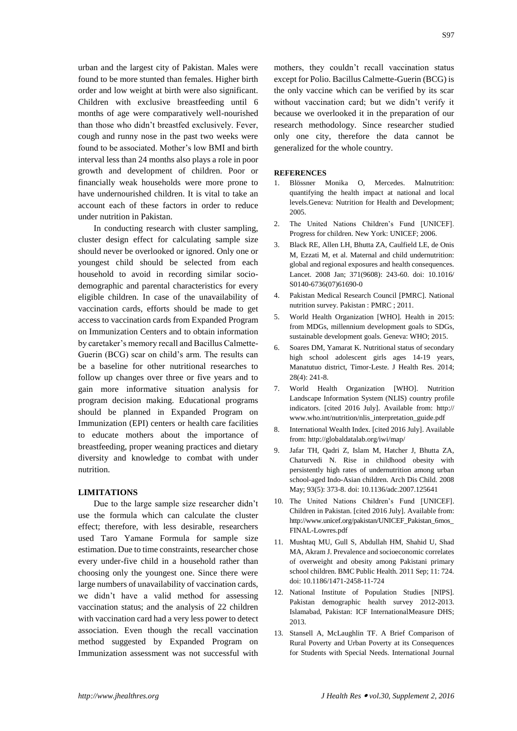urban and the largest city of Pakistan. Males were found to be more stunted than females. Higher birth order and low weight at birth were also significant. Children with exclusive breastfeeding until 6 months of age were comparatively well-nourished than those who didn't breastfed exclusively. Fever, cough and runny nose in the past two weeks were found to be associated. Mother's low BMI and birth interval less than 24 months also plays a role in poor growth and development of children. Poor or financially weak households were more prone to have undernourished children. It is vital to take an account each of these factors in order to reduce under nutrition in Pakistan.

In conducting research with cluster sampling, cluster design effect for calculating sample size should never be overlooked or ignored. Only one or youngest child should be selected from each household to avoid in recording similar socio-demographic and parental characteristics for every eligible children. In case of the unavailability of vaccination cards, efforts should be made to get access to vaccination cards from Expanded Program on Immunization Centers and to obtain information by caretaker's memory recall and Bacillus Calmette-Guerin (BCG) scar on child's arm. The results can be a baseline for other nutritional researches to follow up changes over three or five years and to gain more informative situation analysis for program decision making. Educational programs should be planned in Expanded Program on Immunization (EPI) centers or health care facilities to educate mothers about the importance of breastfeeding, proper weaning practices and dietary diversity and knowledge to combat with under nutrition.

## LIMITATIONS

Due to the large sample size researcher didn't use the formula which can calculate the cluster effect; therefore, with less desirable, researchers used Taro Yamane Formula for sample size estimation. Due to time constraints, researcher chose every under-five child in a household rather than choosing only the youngest one. Since there were large numbers of unavailability of vaccination cards, we didn't have a valid method for assessing vaccination status; and the analysis of 22 children with vaccination card had a very less power to detect association. Even though the recall vaccination method suggested by Expanded Program on Immunization assessment was not successful with mothers, they couldn't recall vaccination status except for Polio. Bacillus Calmette-Guerin (BCG) is the only vaccine which can be verified by its scar without vaccination card; but we didn't verify it because we overlooked it in the preparation of our research methodology. Since researcher studied only one city, therefore the data cannot be generalized for the whole country.

## REFERENCES

1. Blössner Monika O, Mercedes. Malnutrition: quantifying the health impact at national and local levels.Geneva: Nutrition for Health and Development; 2005.
2. The United Nations Children's Fund [UNICEF]. Progress for children. New York: UNICEF; 2006.
3. Black RE, Allen LH, Bhutta ZA, Caulfield LE, de Onis M, Ezzati M, et al. Maternal and child undernutrition: global and regional exposures and health consequences. Lancet. 2008 Jan; 371(9608): 243-60. doi: 10.1016/S0140-6736(07)61690-0
4. Pakistan Medical Research Council [PMRC]. National nutrition survey. Pakistan : PMRC ; 2011.
5. World Health Organization [WHO]. Health in 2015: from MDGs, millennium development goals to SDGs, sustainable development goals. Geneva: WHO; 2015.
6. Soares DM, Yamarat K. Nutritional status of secondary high school adolescent girls ages 14-19 years, Manatutuo district, Timor-Leste. J Health Res. 2014; 28(4): 241-8.
7. World Health Organization [WHO]. Nutrition Landscape Information System (NLIS) country profile indicators. [cited 2016 July]. Available from: http://www.who.int/nutrition/nlis_interpretation_guide.pdf
8. International Wealth Index. [cited 2016 July]. Available from: http://globaldatalab.org/iwi/map/
9. Jafar TH, Qadri Z, Islam M, Hatcher J, Bhutta ZA, Chaturvedi N. Rise in childhood obesity with persistently high rates of undernutrition among urban school-aged Indo-Asian children. Arch Dis Child. 2008 May; 93(5): 373-8. doi: 10.1136/adc.2007.125641
10. The United Nations Children's Fund [UNICEF]. Children in Pakistan. [cited 2016 July]. Available from: http://www.unicef.org/pakistan/UNICEF_Pakistan_6mos_FINAL-Lowres.pdf
11. Mushtaq MU, Gull S, Abdullah HM, Shahid U, Shad MA, Akram J. Prevalence and socioeconomic correlates of overweight and obesity among Pakistani primary school children. BMC Public Health. 2011 Sep; 11: 724. doi: 10.1186/1471-2458-11-724
12. National Institute of Population Studies [NIPS]. Pakistan demographic health survey 2012-2013. Islamabad, Pakistan: ICF InternationalMeasure DHS; 2013.
13. Stansell A, McLaughlin TF. A Brief Comparison of Rural Poverty and Urban Poverty at its Consequences for Students with Special Needs. International Journal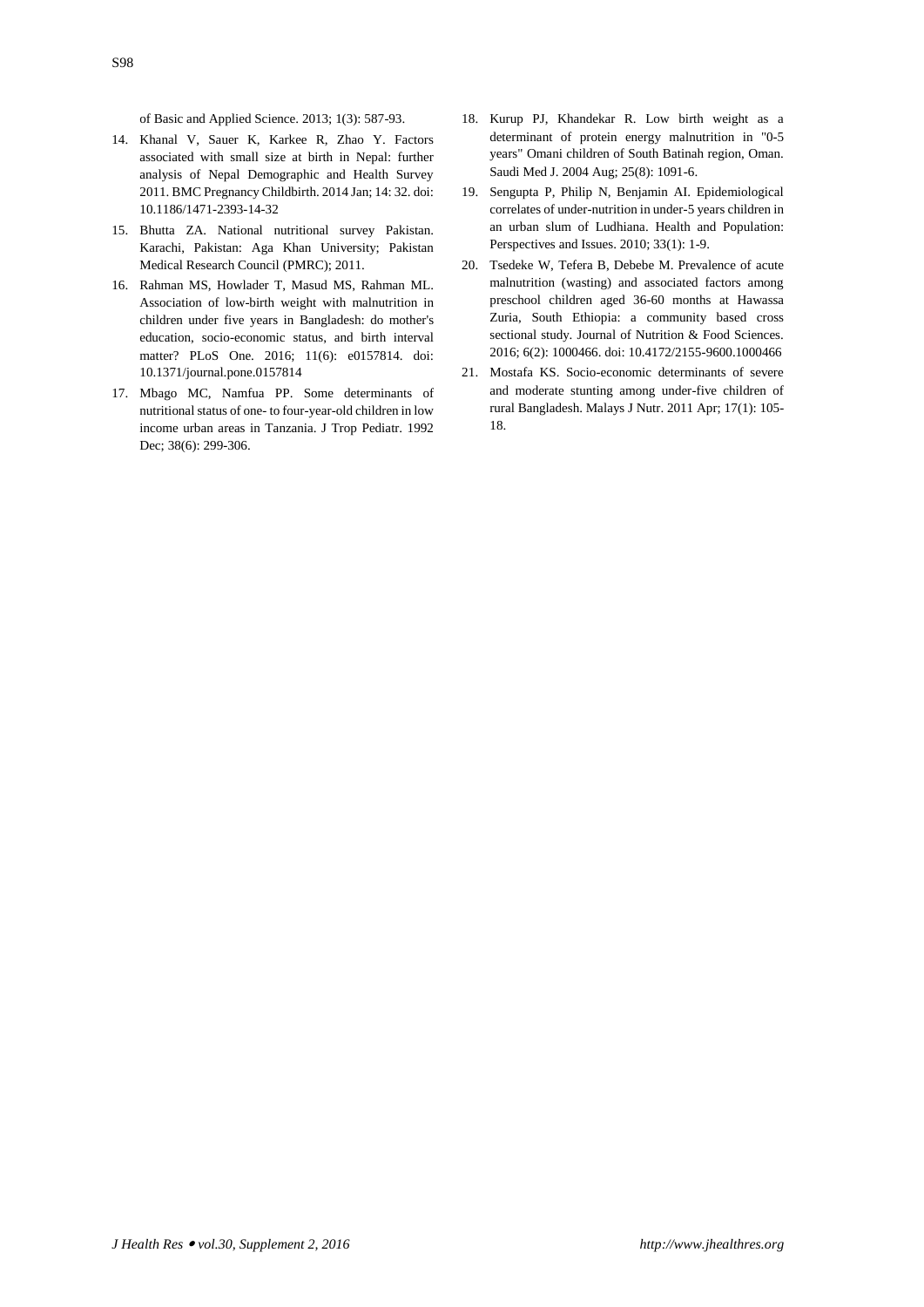of Basic and Applied Science. 2013; 1(3): 587-93.

14. Khanal V, Sauer K, Karkee R, Zhao Y. Factors associated with small size at birth in Nepal: further analysis of Nepal Demographic and Health Survey 2011. BMC Pregnancy Childbirth. 2014 Jan; 14: 32. doi: 10.1186/1471-2393-14-32
15. Bhutta ZA. National nutritional survey Pakistan. Karachi, Pakistan: Aga Khan University; Pakistan Medical Research Council (PMRC); 2011.
16. Rahman MS, Howlader T, Masud MS, Rahman ML. Association of low-birth weight with malnutrition in children under five years in Bangladesh: do mother's education, socio-economic status, and birth interval matter? PLoS One. 2016; 11(6): e0157814. doi: 10.1371/journal.pone.0157814
17. Mbago MC, Namfua PP. Some determinants of nutritional status of one- to four-year-old children in low income urban areas in Tanzania. J Trop Pediatr. 1992 Dec; 38(6): 299-306.
18. Kurup PJ, Khandekar R. Low birth weight as a determinant of protein energy malnutrition in "0-5 years" Omani children of South Batinah region, Oman. Saudi Med J. 2004 Aug; 25(8): 1091-6.
19. Sengupta P, Philip N, Benjamin AI. Epidemiological correlates of under-nutrition in under-5 years children in an urban slum of Ludhiana. Health and Population: Perspectives and Issues. 2010; 33(1): 1-9.
20. Tsedeke W, Tefera B, Debebe M. Prevalence of acute malnutrition (wasting) and associated factors among preschool children aged 36-60 months at Hawassa Zuria, South Ethiopia: a community based cross sectional study. Journal of Nutrition & Food Sciences. 2016; 6(2): 1000466. doi: 10.4172/2155-9600.1000466
21. Mostafa KS. Socio-economic determinants of severe and moderate stunting among under-five children of rural Bangladesh. Malays J Nutr. 2011 Apr; 17(1): 105-18.